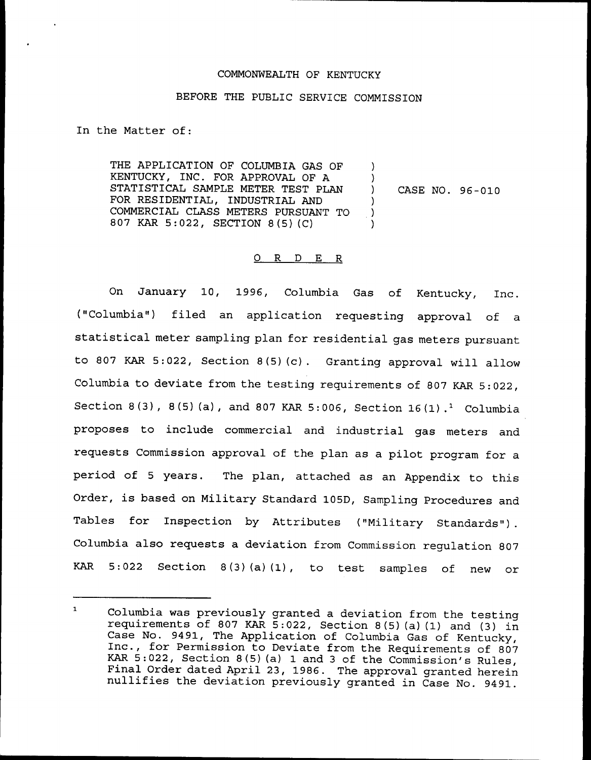COMMONWEALTH OF KENTUCKY

BEFORE THE PUBLIC SERVICE COMMISSION

In the Matter of:

| | | |
|---|---|---|
| THE APPLICATION OF COLUMBIA GAS OF KENTUCKY, INC. FOR APPROVAL OF A STATISTICAL SAMPLE METER TEST PLAN FOR RESIDENTIAL, INDUSTRIAL AND COMMERCIAL CLASS METERS PURSUANT TO 807 KAR 5:022, SECTION 8(5)(C) | ) | CASE NO. 96-010 |

## O R D E R

On January 10, 1996, Columbia Gas of Kentucky, Inc. ("Columbia") filed an application requesting approval of a statistical meter sampling plan for residential gas meters pursuant to 807 KAR 5:022, Section 8(5)(c). Granting approval will allow Columbia to deviate from the testing requirements of 807 KAR 5:022, Section 8(3), 8(5)(a), and 807 KAR 5:006, Section 16(1).[1] Columbia proposes to include commercial and industrial gas meters and requests Commission approval of the plan as a pilot program for a period of 5 years. The plan, attached as an Appendix to this Order, is based on Military Standard 105D, Sampling Procedures and Tables for Inspection by Attributes ("Military Standards"). Columbia also requests a deviation from Commission regulation 807 KAR 5:022 Section 8(3)(a)(1), to test samples of new or

---

[1] Columbia was previously granted a deviation from the testing requirements of 807 KAR 5:022, Section 8(5)(a)(1) and (3) in Case No. 9491, The Application of Columbia Gas of Kentucky, Inc., for Permission to Deviate from the Requirements of 807 KAR 5:022, Section 8(5)(a) 1 and 3 of the Commission's Rules, Final Order dated April 23, 1986. The approval granted herein nullifies the deviation previously granted in Case No. 9491.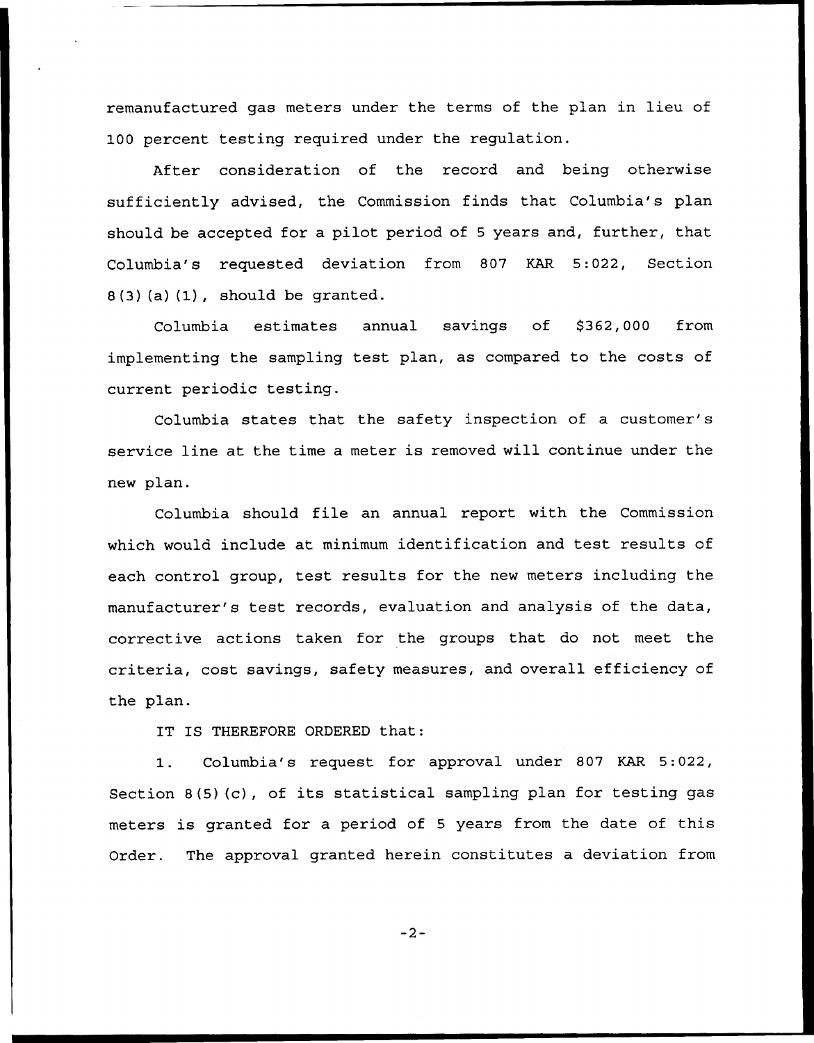remanufactured gas meters under the terms of the plan in lieu of 100 percent testing required under the regulation.

After consideration of the record and being otherwise sufficiently advised, the Commission finds that Columbia's plan should be accepted for a pilot period of 5 years and, further, that Columbia's requested deviation from 807 KAR 5:022, Section 8(3)(a)(1), should be granted.

Columbia estimates annual savings of $362,000 from implementing the sampling test plan, as compared to the costs of current periodic testing.

Columbia states that the safety inspection of a customer's service line at the time a meter is removed will continue under the new plan.

Columbia should file an annual report with the Commission which would include at minimum identification and test results of each control group, test results for the new meters including the manufacturer's test records, evaluation and analysis of the data, corrective actions taken for the groups that do not meet the criteria, cost savings, safety measures, and overall efficiency of the plan.

IT IS THEREFORE ORDERED that:

1. Columbia's request for approval under 807 KAR 5:022, Section 8(5)(c), of its statistical sampling plan for testing gas meters is granted for a period of 5 years from the date of this Order. The approval granted herein constitutes a deviation from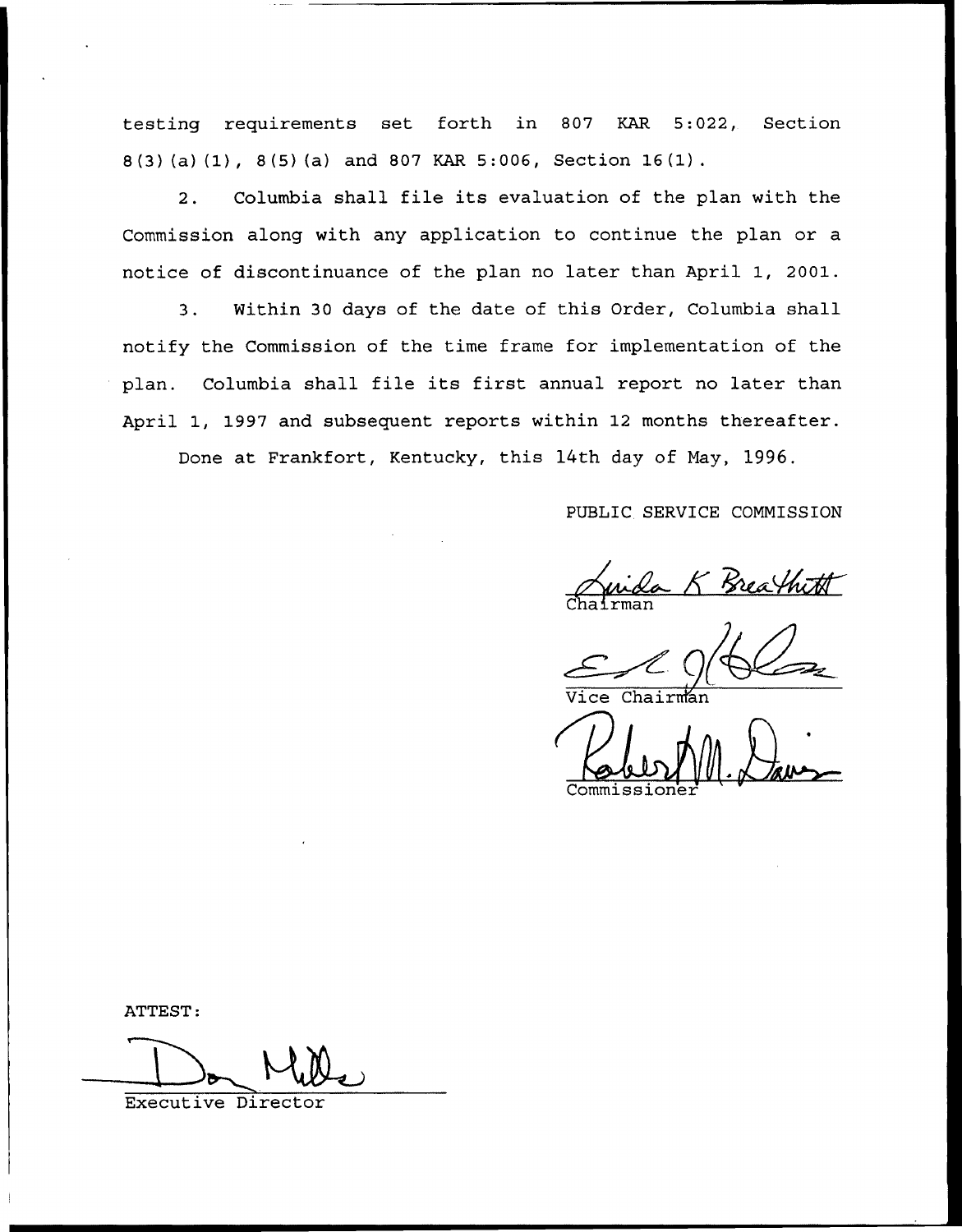testing requirements set forth in 807 KAR 5:022, Section 8(3)(a)(1), 8(5)(a) and 807 KAR 5:006, Section 16(1).

2. Columbia shall file its evaluation of the plan with the Commission along with any application to continue the plan or a notice of discontinuance of the plan no later than April 1, 2001.

3. Within 30 days of the date of this Order, Columbia shall notify the Commission of the time frame for implementation of the plan. Columbia shall file its first annual report no later than April 1, 1997 and subsequent reports within 12 months thereafter.

Done at Frankfort, Kentucky, this 14th day of May, 1996.

PUBLIC SERVICE COMMISSION

Linda K Breathitt
Chairman

Vice Chairman

Robert M. Davis
Commissioner

ATTEST:

Don Mills
Executive Director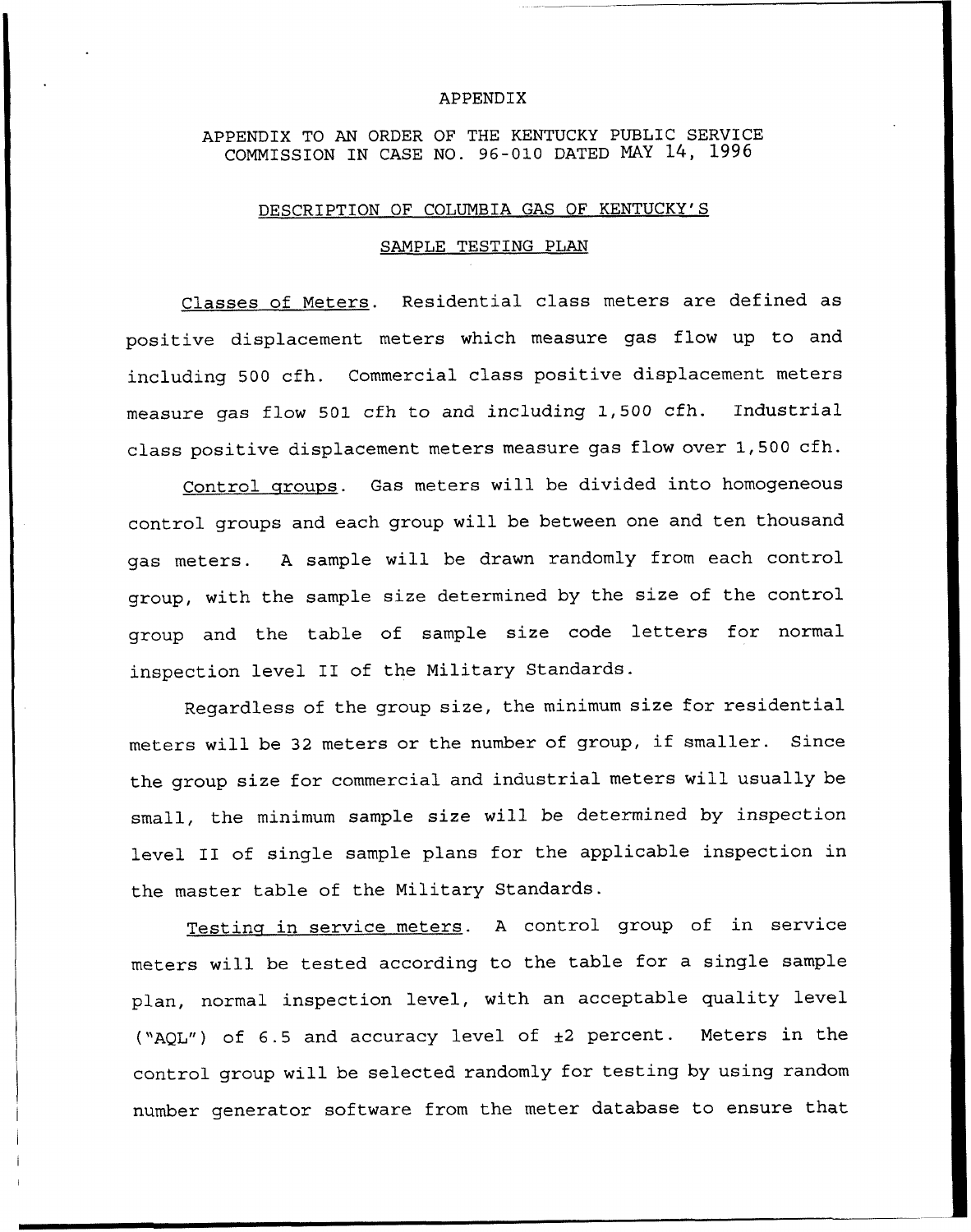APPENDIX

APPENDIX TO AN ORDER OF THE KENTUCKY PUBLIC SERVICE COMMISSION IN CASE NO. 96-010 DATED MAY 14, 1996

DESCRIPTION OF COLUMBIA GAS OF KENTUCKY'S

SAMPLE TESTING PLAN

Classes of Meters. Residential class meters are defined as positive displacement meters which measure gas flow up to and including 500 cfh. Commercial class positive displacement meters measure gas flow 501 cfh to and including 1,500 cfh. Industrial class positive displacement meters measure gas flow over 1,500 cfh.

Control groups. Gas meters will be divided into homogeneous control groups and each group will be between one and ten thousand gas meters. A sample will be drawn randomly from each control group, with the sample size determined by the size of the control group and the table of sample size code letters for normal inspection level II of the Military Standards.

Regardless of the group size, the minimum size for residential meters will be 32 meters or the number of group, if smaller. Since the group size for commercial and industrial meters will usually be small, the minimum sample size will be determined by inspection level II of single sample plans for the applicable inspection in the master table of the Military Standards.

Testing in service meters. A control group of in service meters will be tested according to the table for a single sample plan, normal inspection level, with an acceptable quality level ("AQL") of 6.5 and accuracy level of ±2 percent. Meters in the control group will be selected randomly for testing by using random number generator software from the meter database to ensure that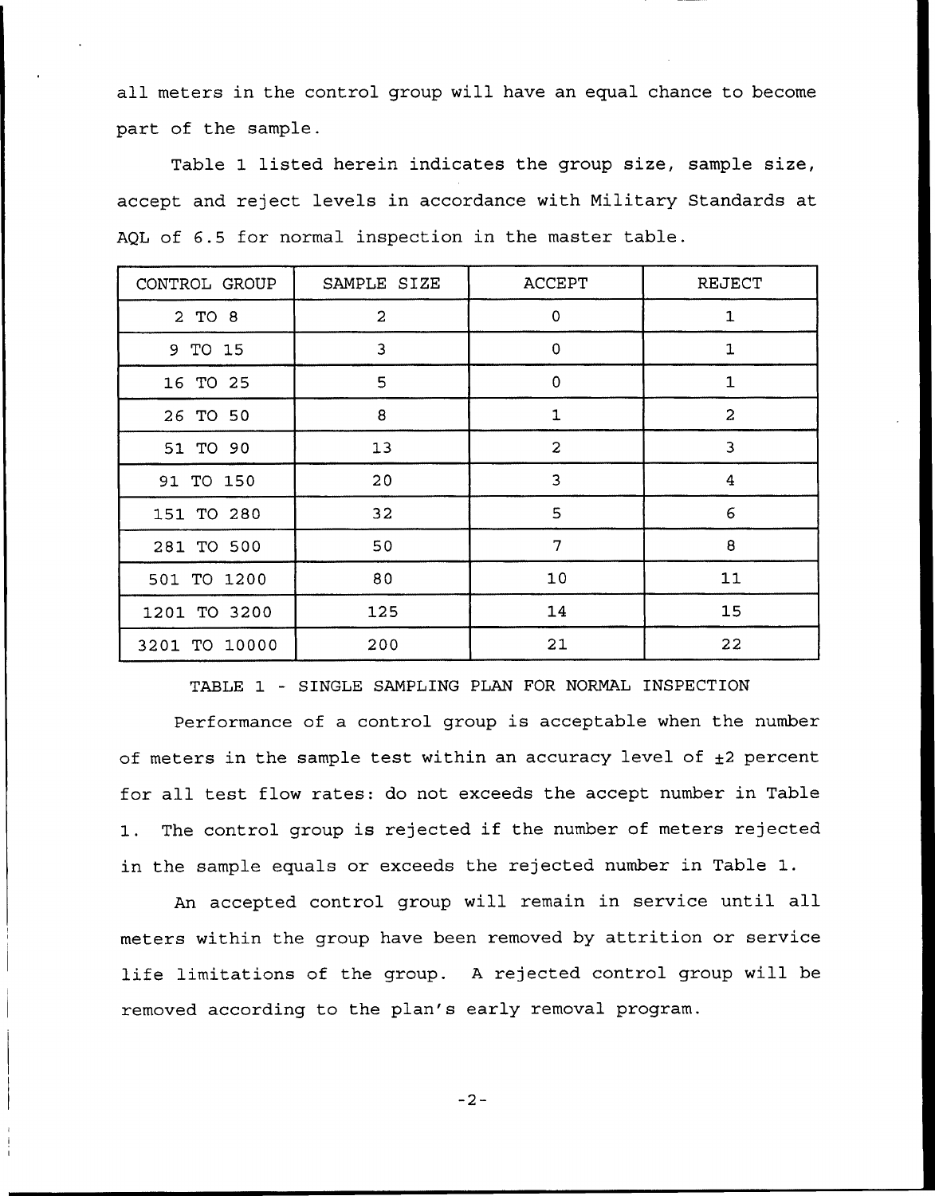all meters in the control group will have an equal chance to become part of the sample.

Table 1 listed herein indicates the group size, sample size, accept and reject levels in accordance with Military Standards at AQL of 6.5 for normal inspection in the master table.

| CONTROL GROUP | SAMPLE SIZE | ACCEPT | REJECT |
|---|---|---|---|
| 2 TO 8 | 2 | 0 | 1 |
| 9 TO 15 | 3 | 0 | 1 |
| 16 TO 25 | 5 | 0 | 1 |
| 26 TO 50 | 8 | 1 | 2 |
| 51 TO 90 | 13 | 2 | 3 |
| 91 TO 150 | 20 | 3 | 4 |
| 151 TO 280 | 32 | 5 | 6 |
| 281 TO 500 | 50 | 7 | 8 |
| 501 TO 1200 | 80 | 10 | 11 |
| 1201 TO 3200 | 125 | 14 | 15 |
| 3201 TO 10000 | 200 | 21 | 22 |

TABLE 1 - SINGLE SAMPLING PLAN FOR NORMAL INSPECTION

Performance of a control group is acceptable when the number of meters in the sample test within an accuracy level of ±2 percent for all test flow rates: do not exceeds the accept number in Table 1. The control group is rejected if the number of meters rejected in the sample equals or exceeds the rejected number in Table 1.

An accepted control group will remain in service until all meters within the group have been removed by attrition or service life limitations of the group. A rejected control group will be removed according to the plan's early removal program.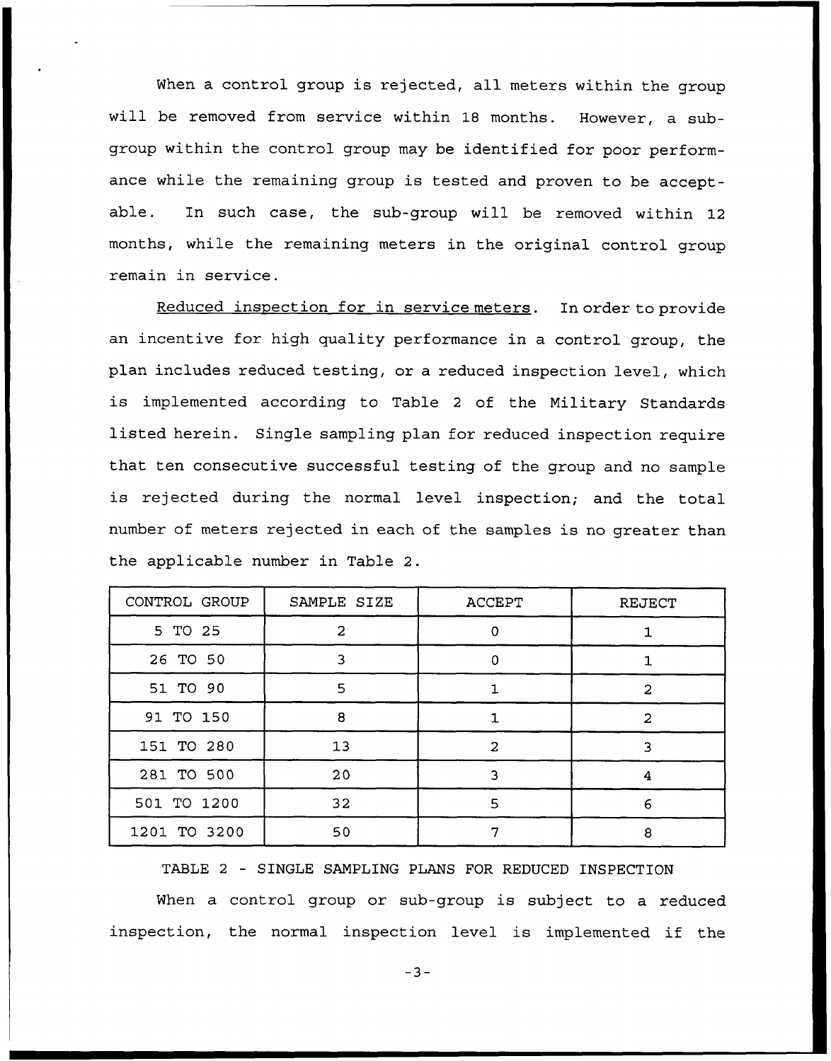When a control group is rejected, all meters within the group will be removed from service within 18 months. However, a sub-group within the control group may be identified for poor performance while the remaining group is tested and proven to be acceptable. In such case, the sub-group will be removed within 12 months, while the remaining meters in the original control group remain in service.

Reduced inspection for in service meters. In order to provide an incentive for high quality performance in a control group, the plan includes reduced testing, or a reduced inspection level, which is implemented according to Table 2 of the Military Standards listed herein. Single sampling plan for reduced inspection require that ten consecutive successful testing of the group and no sample is rejected during the normal level inspection; and the total number of meters rejected in each of the samples is no greater than the applicable number in Table 2.

| CONTROL GROUP | SAMPLE SIZE | ACCEPT | REJECT |
|---|---|---|---|
| 5 TO 25 | 2 | 0 | 1 |
| 26 TO 50 | 3 | 0 | 1 |
| 51 TO 90 | 5 | 1 | 2 |
| 91 TO 150 | 8 | 1 | 2 |
| 151 TO 280 | 13 | 2 | 3 |
| 281 TO 500 | 20 | 3 | 4 |
| 501 TO 1200 | 32 | 5 | 6 |
| 1201 TO 3200 | 50 | 7 | 8 |

TABLE 2 - SINGLE SAMPLING PLANS FOR REDUCED INSPECTION

When a control group or sub-group is subject to a reduced inspection, the normal inspection level is implemented if the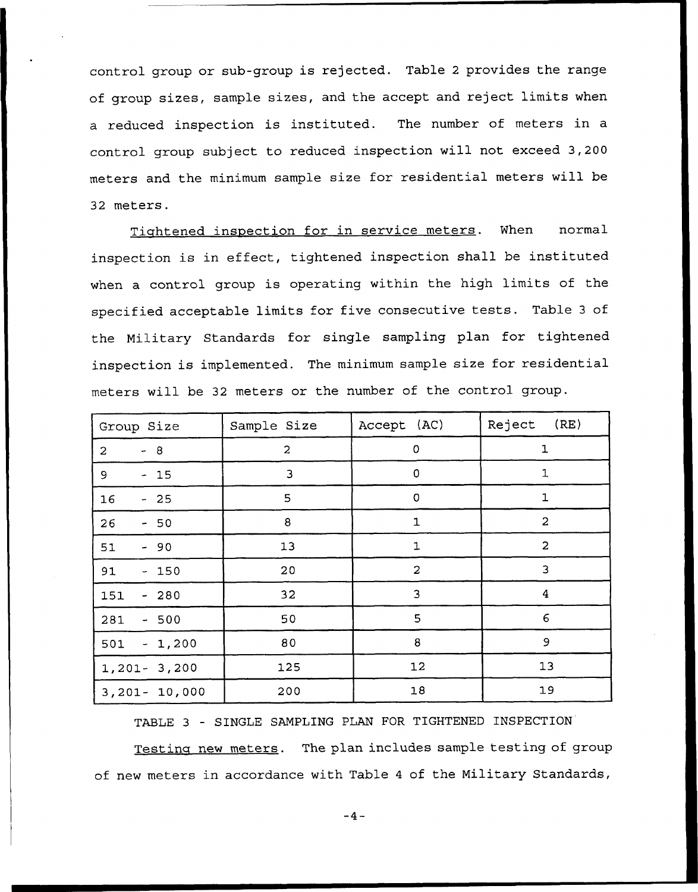control group or sub-group is rejected. Table 2 provides the range of group sizes, sample sizes, and the accept and reject limits when a reduced inspection is instituted. The number of meters in a control group subject to reduced inspection will not exceed 3,200 meters and the minimum sample size for residential meters will be 32 meters.

Tightened inspection for in service meters. When normal inspection is in effect, tightened inspection shall be instituted when a control group is operating within the high limits of the specified acceptable limits for five consecutive tests. Table 3 of the Military Standards for single sampling plan for tightened inspection is implemented. The minimum sample size for residential meters will be 32 meters or the number of the control group.

| Group Size | Sample Size | Accept (AC) | Reject (RE) |
| --- | --- | --- | --- |
| 2 - 8 | 2 | 0 | 1 |
| 9 - 15 | 3 | 0 | 1 |
| 16 - 25 | 5 | 0 | 1 |
| 26 - 50 | 8 | 1 | 2 |
| 51 - 90 | 13 | 1 | 2 |
| 91 - 150 | 20 | 2 | 3 |
| 151 - 280 | 32 | 3 | 4 |
| 281 - 500 | 50 | 5 | 6 |
| 501 - 1,200 | 80 | 8 | 9 |
| 1,201- 3,200 | 125 | 12 | 13 |
| 3,201- 10,000 | 200 | 18 | 19 |

TABLE 3 - SINGLE SAMPLING PLAN FOR TIGHTENED INSPECTION

Testing new meters. The plan includes sample testing of group of new meters in accordance with Table 4 of the Military Standards,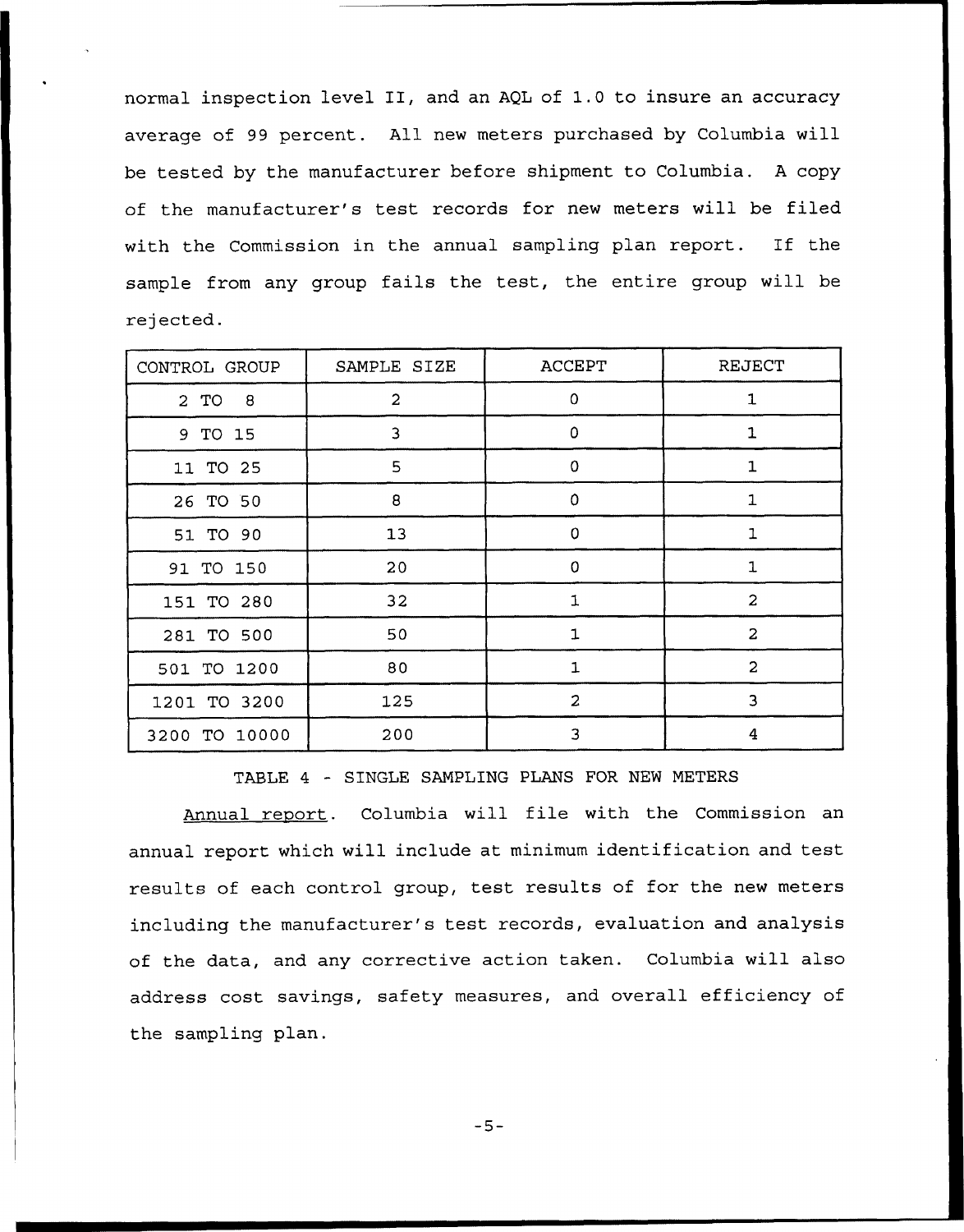normal inspection level II, and an AQL of 1.0 to insure an accuracy average of 99 percent. All new meters purchased by Columbia will be tested by the manufacturer before shipment to Columbia. A copy of the manufacturer's test records for new meters will be filed with the Commission in the annual sampling plan report. If the sample from any group fails the test, the entire group will be rejected.

| CONTROL GROUP | SAMPLE SIZE | ACCEPT | REJECT |
|---|---|---|---|
| 2 TO 8 | 2 | 0 | 1 |
| 9 TO 15 | 3 | 0 | 1 |
| 11 TO 25 | 5 | 0 | 1 |
| 26 TO 50 | 8 | 0 | 1 |
| 51 TO 90 | 13 | 0 | 1 |
| 91 TO 150 | 20 | 0 | 1 |
| 151 TO 280 | 32 | 1 | 2 |
| 281 TO 500 | 50 | 1 | 2 |
| 501 TO 1200 | 80 | 1 | 2 |
| 1201 TO 3200 | 125 | 2 | 3 |
| 3200 TO 10000 | 200 | 3 | 4 |

TABLE 4 - SINGLE SAMPLING PLANS FOR NEW METERS

Annual report. Columbia will file with the Commission an annual report which will include at minimum identification and test results of each control group, test results of for the new meters including the manufacturer's test records, evaluation and analysis of the data, and any corrective action taken. Columbia will also address cost savings, safety measures, and overall efficiency of the sampling plan.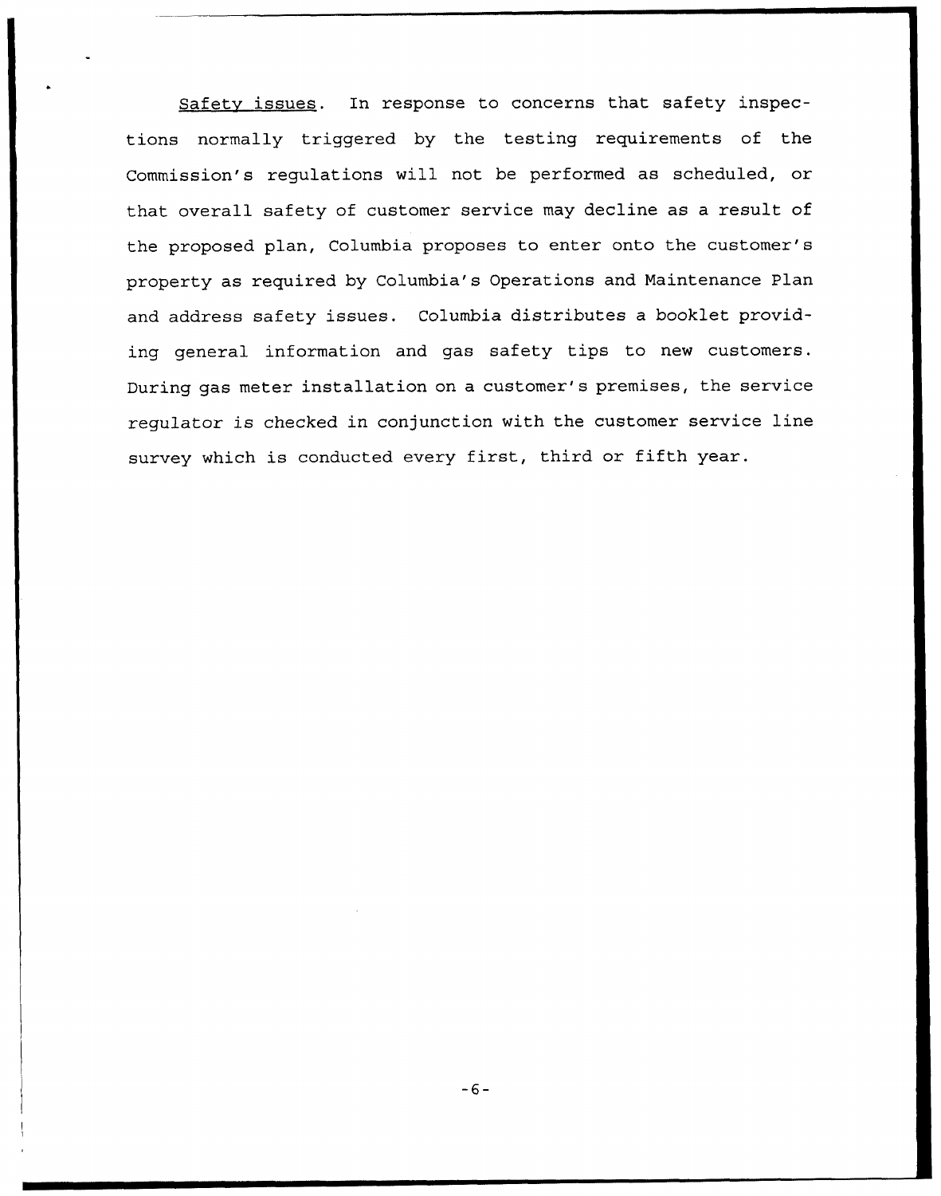<u>Safety issues</u>. In response to concerns that safety inspections normally triggered by the testing requirements of the Commission's regulations will not be performed as scheduled, or that overall safety of customer service may decline as a result of the proposed plan, Columbia proposes to enter onto the customer's property as required by Columbia's Operations and Maintenance Plan and address safety issues. Columbia distributes a booklet providing general information and gas safety tips to new customers. During gas meter installation on a customer's premises, the service regulator is checked in conjunction with the customer service line survey which is conducted every first, third or fifth year.